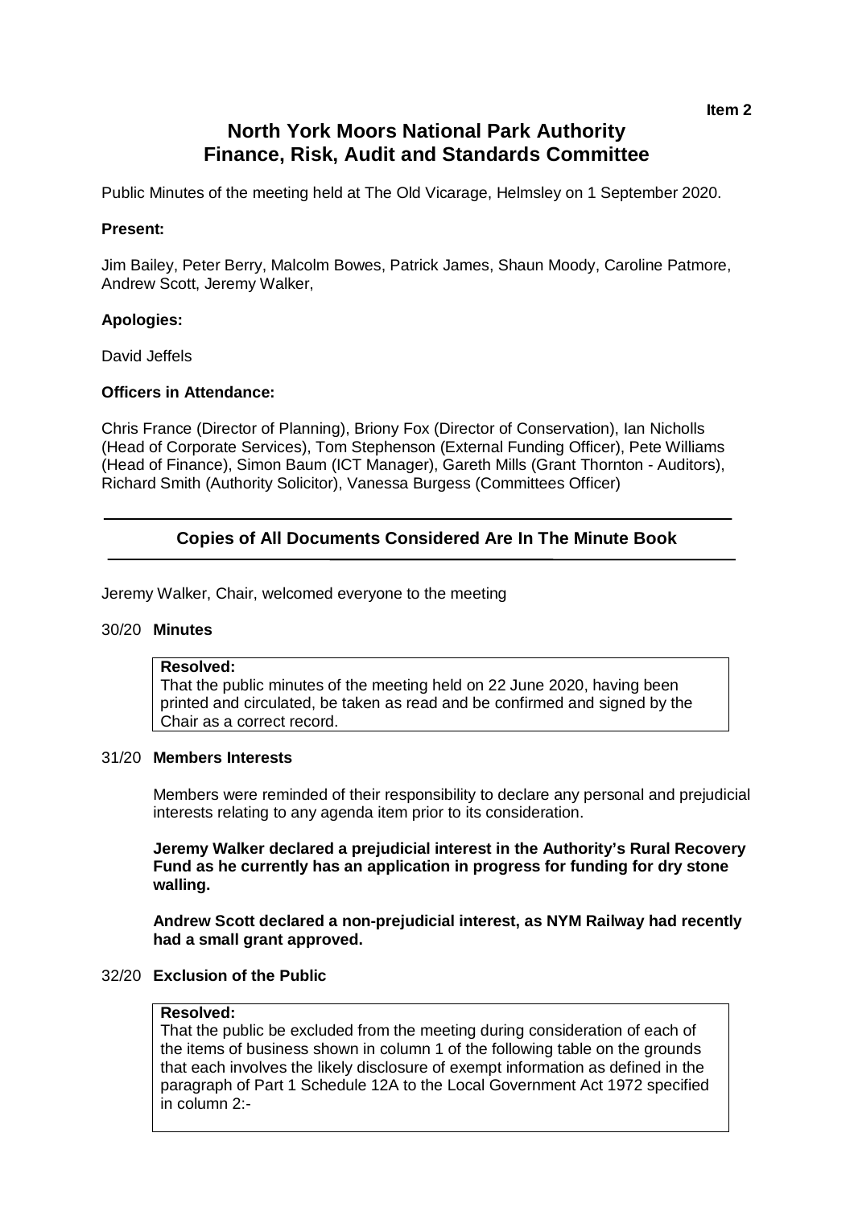**Item 2**

# North York Moors National Park Authority Finance, Risk, Audit and Standards Committee

Public Minutes of the meeting held at The Old Vicarage, Helmsley on 1 September 2020.

**Present:**

Jim Bailey, Peter Berry, Malcolm Bowes, Patrick James, Shaun Moody, Caroline Patmore, Andrew Scott, Jeremy Walker,

**Apologies:**

David Jeffels

**Officers in Attendance:**

Chris France (Director of Planning), Briony Fox (Director of Conservation), Ian Nicholls (Head of Corporate Services), Tom Stephenson (External Funding Officer), Pete Williams (Head of Finance), Simon Baum (ICT Manager), Gareth Mills (Grant Thornton - Auditors), Richard Smith (Authority Solicitor), Vanessa Burgess (Committees Officer)

---

## Copies of All Documents Considered Are In The Minute Book

---

Jeremy Walker, Chair, welcomed everyone to the meeting

30/20 **Minutes**

> **Resolved:**
> That the public minutes of the meeting held on 22 June 2020, having been printed and circulated, be taken as read and be confirmed and signed by the Chair as a correct record.

31/20 **Members Interests**

Members were reminded of their responsibility to declare any personal and prejudicial interests relating to any agenda item prior to its consideration.

**Jeremy Walker declared a prejudicial interest in the Authority's Rural Recovery Fund as he currently has an application in progress for funding for dry stone walling.**

**Andrew Scott declared a non-prejudicial interest, as NYM Railway had recently had a small grant approved.**

32/20 **Exclusion of the Public**

> **Resolved:**
> That the public be excluded from the meeting during consideration of each of the items of business shown in column 1 of the following table on the grounds that each involves the likely disclosure of exempt information as defined in the paragraph of Part 1 Schedule 12A to the Local Government Act 1972 specified in column 2:-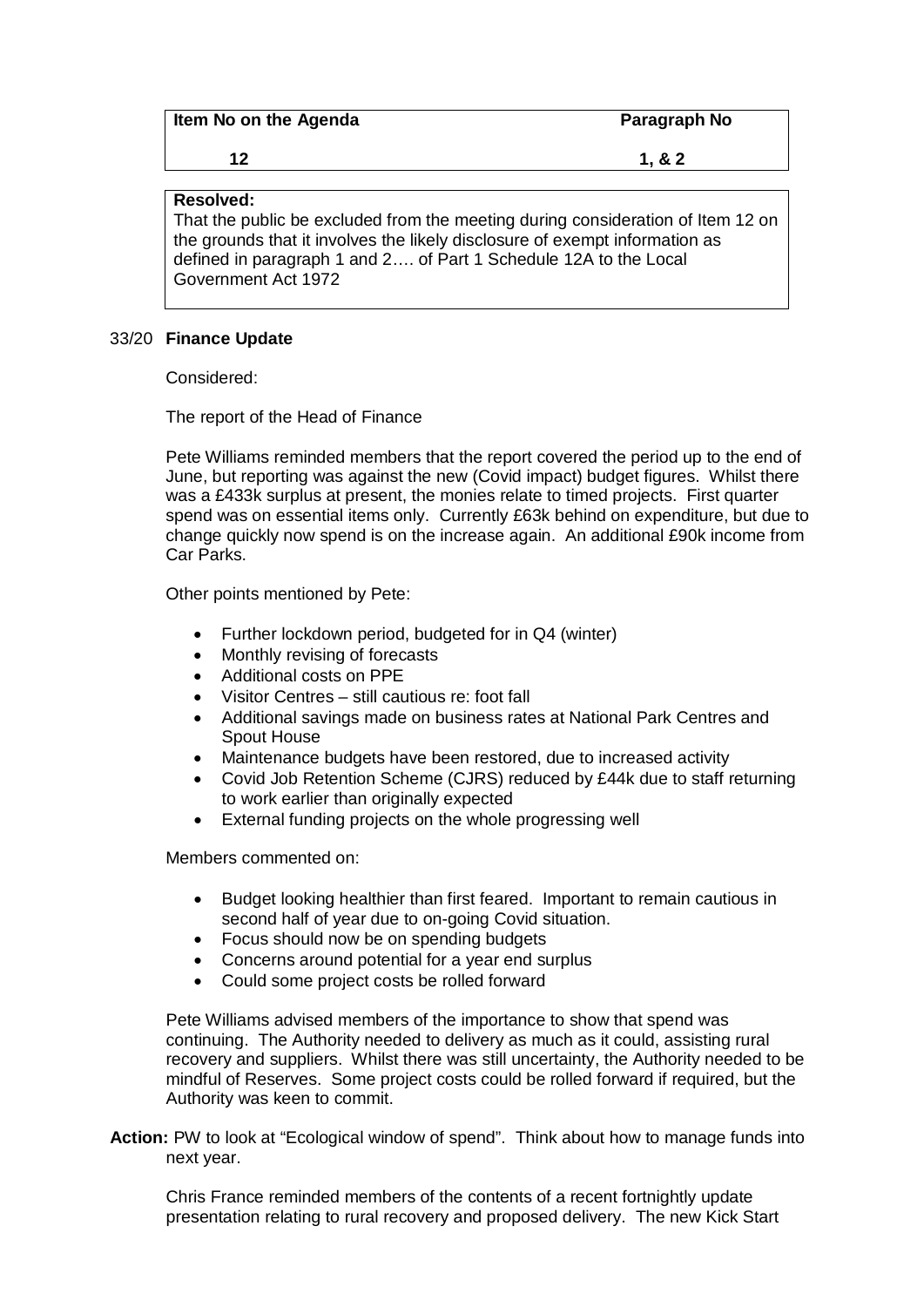| Item No on the Agenda | Paragraph No |
| --- | --- |
| 12 | 1, & 2 |

**Resolved:**
That the public be excluded from the meeting during consideration of Item 12 on the grounds that it involves the likely disclosure of exempt information as defined in paragraph 1 and 2…. of Part 1 Schedule 12A to the Local Government Act 1972

33/20 **Finance Update**

Considered:

The report of the Head of Finance

Pete Williams reminded members that the report covered the period up to the end of June, but reporting was against the new (Covid impact) budget figures. Whilst there was a £433k surplus at present, the monies relate to timed projects. First quarter spend was on essential items only. Currently £63k behind on expenditure, but due to change quickly now spend is on the increase again. An additional £90k income from Car Parks.

Other points mentioned by Pete:

- Further lockdown period, budgeted for in Q4 (winter)
- Monthly revising of forecasts
- Additional costs on PPE
- Visitor Centres – still cautious re: foot fall
- Additional savings made on business rates at National Park Centres and Spout House
- Maintenance budgets have been restored, due to increased activity
- Covid Job Retention Scheme (CJRS) reduced by £44k due to staff returning to work earlier than originally expected
- External funding projects on the whole progressing well

Members commented on:

- Budget looking healthier than first feared. Important to remain cautious in second half of year due to on-going Covid situation.
- Focus should now be on spending budgets
- Concerns around potential for a year end surplus
- Could some project costs be rolled forward

Pete Williams advised members of the importance to show that spend was continuing. The Authority needed to delivery as much as it could, assisting rural recovery and suppliers. Whilst there was still uncertainty, the Authority needed to be mindful of Reserves. Some project costs could be rolled forward if required, but the Authority was keen to commit.

**Action:** PW to look at "Ecological window of spend". Think about how to manage funds into next year.

Chris France reminded members of the contents of a recent fortnightly update presentation relating to rural recovery and proposed delivery. The new Kick Start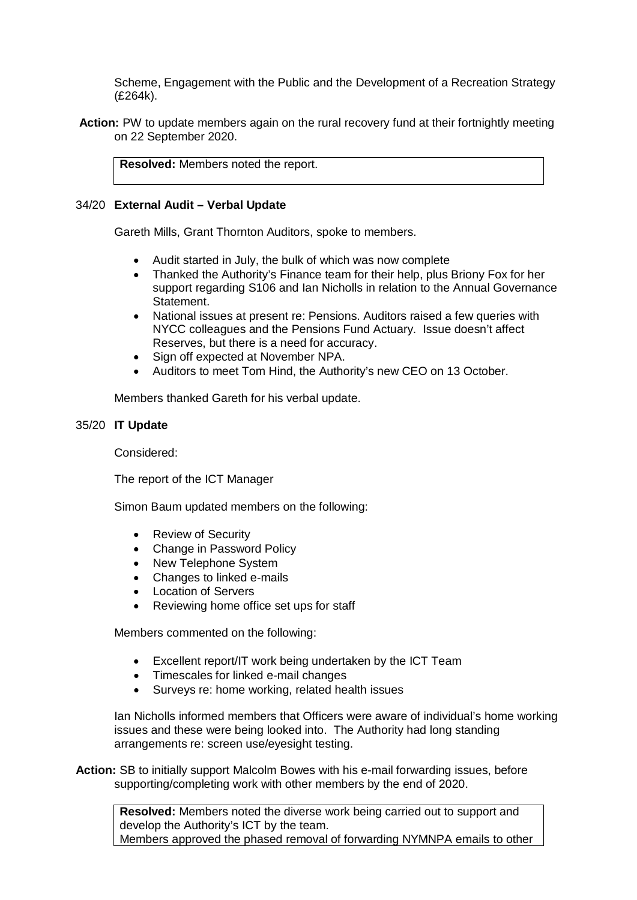Scheme, Engagement with the Public and the Development of a Recreation Strategy (£264k).

**Action:** PW to update members again on the rural recovery fund at their fortnightly meeting on 22 September 2020.

**Resolved:** Members noted the report.

## 34/20 External Audit – Verbal Update

Gareth Mills, Grant Thornton Auditors, spoke to members.

- Audit started in July, the bulk of which was now complete
- Thanked the Authority's Finance team for their help, plus Briony Fox for her support regarding S106 and Ian Nicholls in relation to the Annual Governance Statement.
- National issues at present re: Pensions. Auditors raised a few queries with NYCC colleagues and the Pensions Fund Actuary. Issue doesn't affect Reserves, but there is a need for accuracy.
- Sign off expected at November NPA.
- Auditors to meet Tom Hind, the Authority's new CEO on 13 October.

Members thanked Gareth for his verbal update.

## 35/20 IT Update

Considered:

The report of the ICT Manager

Simon Baum updated members on the following:

- Review of Security
- Change in Password Policy
- New Telephone System
- Changes to linked e-mails
- Location of Servers
- Reviewing home office set ups for staff

Members commented on the following:

- Excellent report/IT work being undertaken by the ICT Team
- Timescales for linked e-mail changes
- Surveys re: home working, related health issues

Ian Nicholls informed members that Officers were aware of individual's home working issues and these were being looked into. The Authority had long standing arrangements re: screen use/eyesight testing.

**Action:** SB to initially support Malcolm Bowes with his e-mail forwarding issues, before supporting/completing work with other members by the end of 2020.

**Resolved:** Members noted the diverse work being carried out to support and develop the Authority's ICT by the team.
Members approved the phased removal of forwarding NYMNPA emails to other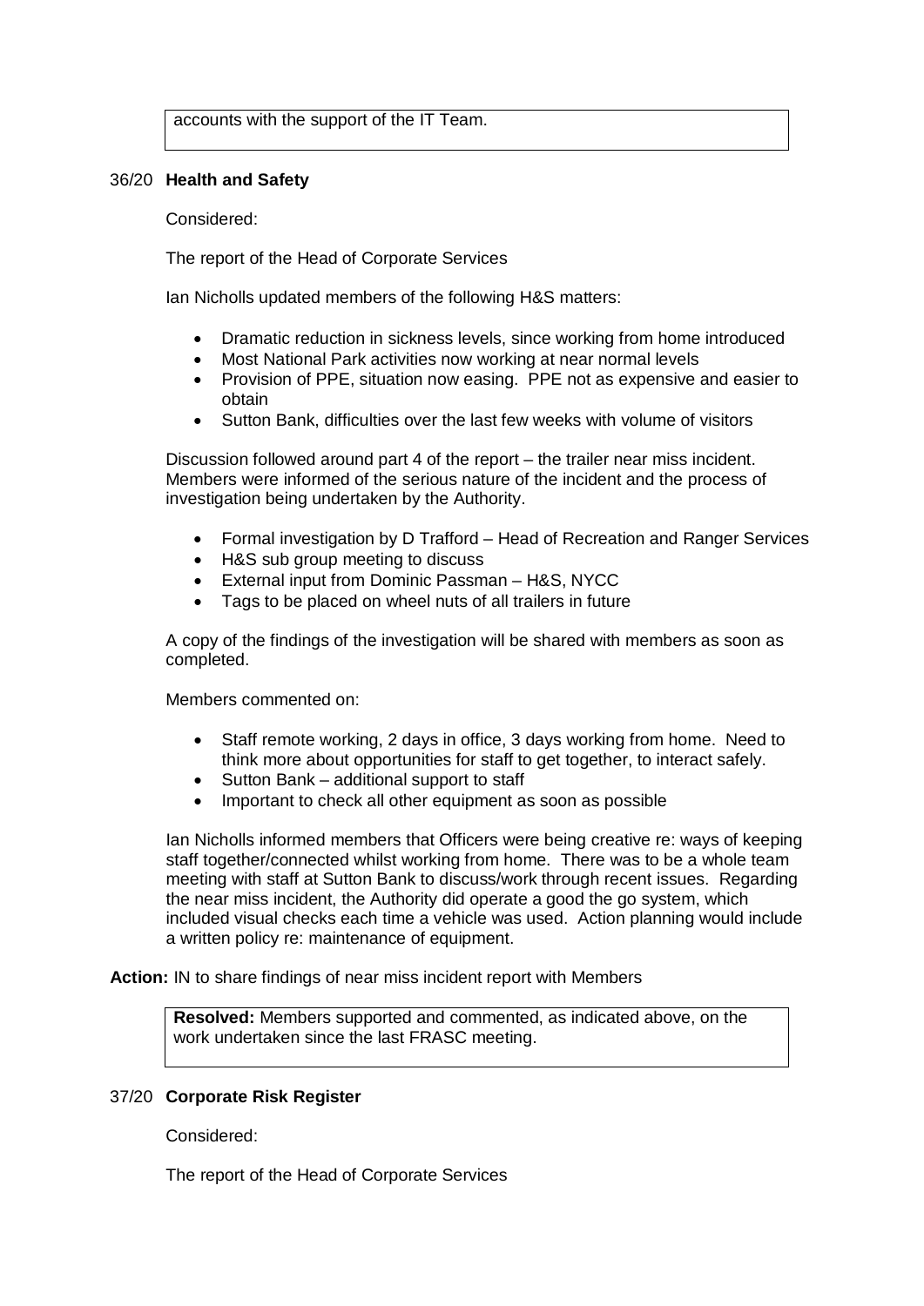accounts with the support of the IT Team.

36/20 **Health and Safety**

Considered:

The report of the Head of Corporate Services

Ian Nicholls updated members of the following H&S matters:

- Dramatic reduction in sickness levels, since working from home introduced
- Most National Park activities now working at near normal levels
- Provision of PPE, situation now easing. PPE not as expensive and easier to obtain
- Sutton Bank, difficulties over the last few weeks with volume of visitors

Discussion followed around part 4 of the report – the trailer near miss incident. Members were informed of the serious nature of the incident and the process of investigation being undertaken by the Authority.

- Formal investigation by D Trafford – Head of Recreation and Ranger Services
- H&S sub group meeting to discuss
- External input from Dominic Passman – H&S, NYCC
- Tags to be placed on wheel nuts of all trailers in future

A copy of the findings of the investigation will be shared with members as soon as completed.

Members commented on:

- Staff remote working, 2 days in office, 3 days working from home. Need to think more about opportunities for staff to get together, to interact safely.
- Sutton Bank – additional support to staff
- Important to check all other equipment as soon as possible

Ian Nicholls informed members that Officers were being creative re: ways of keeping staff together/connected whilst working from home. There was to be a whole team meeting with staff at Sutton Bank to discuss/work through recent issues. Regarding the near miss incident, the Authority did operate a good the go system, which included visual checks each time a vehicle was used. Action planning would include a written policy re: maintenance of equipment.

**Action:** IN to share findings of near miss incident report with Members

**Resolved:** Members supported and commented, as indicated above, on the work undertaken since the last FRASC meeting.

37/20 **Corporate Risk Register**

Considered:

The report of the Head of Corporate Services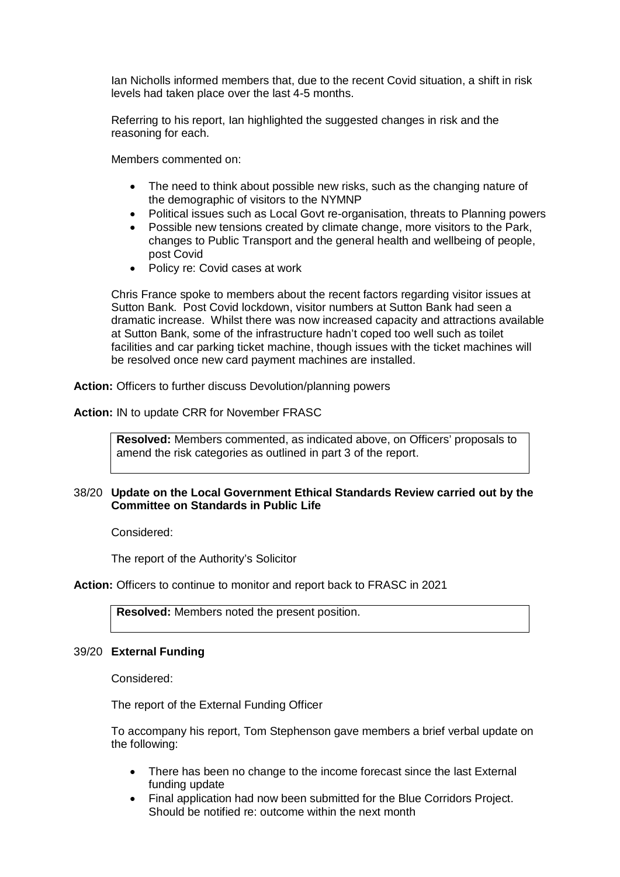Ian Nicholls informed members that, due to the recent Covid situation, a shift in risk levels had taken place over the last 4-5 months.

Referring to his report, Ian highlighted the suggested changes in risk and the reasoning for each.

Members commented on:

- The need to think about possible new risks, such as the changing nature of the demographic of visitors to the NYMNP
- Political issues such as Local Govt re-organisation, threats to Planning powers
- Possible new tensions created by climate change, more visitors to the Park, changes to Public Transport and the general health and wellbeing of people, post Covid
- Policy re: Covid cases at work

Chris France spoke to members about the recent factors regarding visitor issues at Sutton Bank. Post Covid lockdown, visitor numbers at Sutton Bank had seen a dramatic increase. Whilst there was now increased capacity and attractions available at Sutton Bank, some of the infrastructure hadn't coped too well such as toilet facilities and car parking ticket machine, though issues with the ticket machines will be resolved once new card payment machines are installed.

**Action:** Officers to further discuss Devolution/planning powers

**Action:** IN to update CRR for November FRASC

**Resolved:** Members commented, as indicated above, on Officers' proposals to amend the risk categories as outlined in part 3 of the report.

38/20 **Update on the Local Government Ethical Standards Review carried out by the Committee on Standards in Public Life**

Considered:

The report of the Authority's Solicitor

**Action:** Officers to continue to monitor and report back to FRASC in 2021

**Resolved:** Members noted the present position.

39/20 **External Funding**

Considered:

The report of the External Funding Officer

To accompany his report, Tom Stephenson gave members a brief verbal update on the following:

- There has been no change to the income forecast since the last External funding update
- Final application had now been submitted for the Blue Corridors Project. Should be notified re: outcome within the next month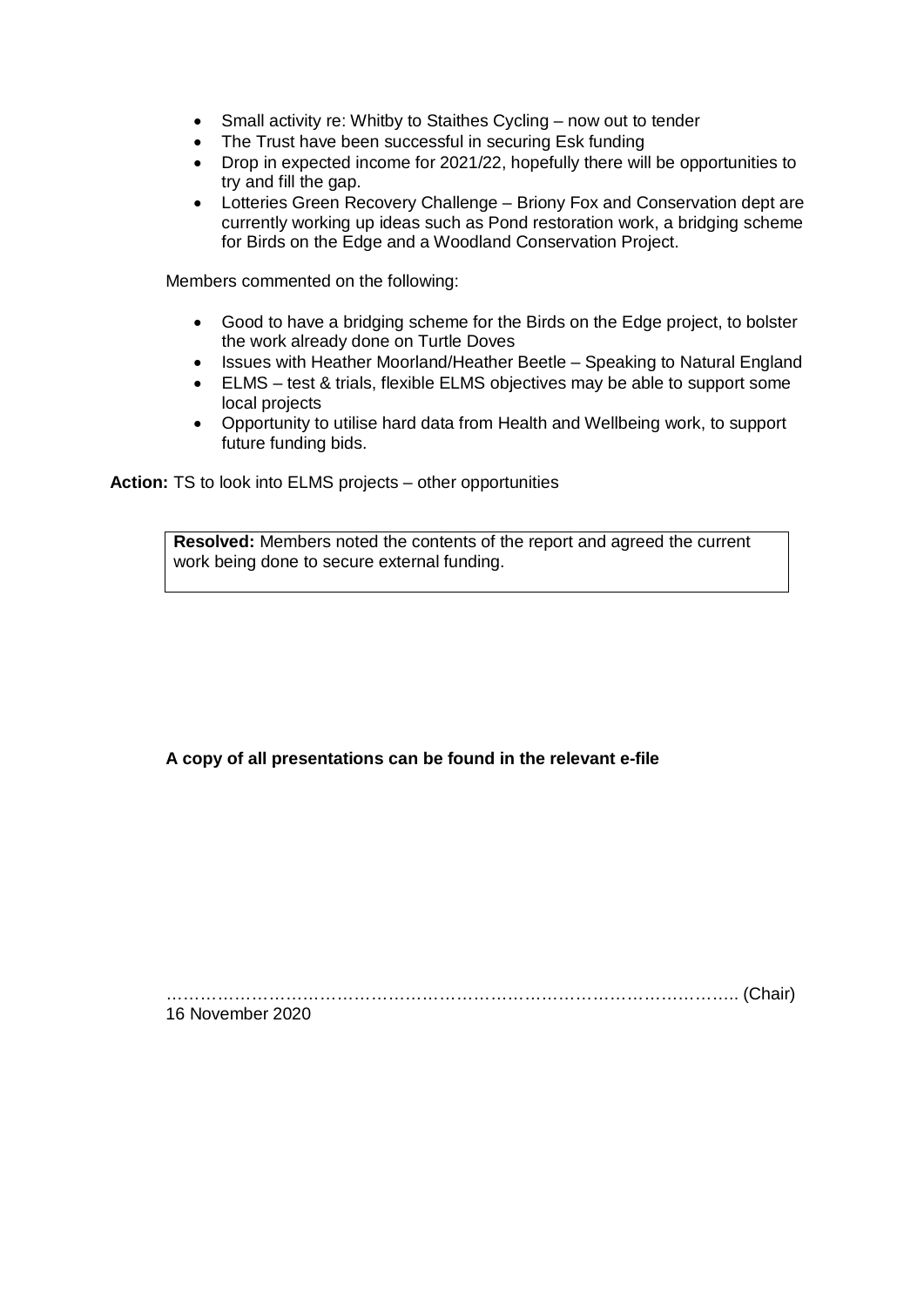- Small activity re: Whitby to Staithes Cycling – now out to tender
- The Trust have been successful in securing Esk funding
- Drop in expected income for 2021/22, hopefully there will be opportunities to try and fill the gap.
- Lotteries Green Recovery Challenge – Briony Fox and Conservation dept are currently working up ideas such as Pond restoration work, a bridging scheme for Birds on the Edge and a Woodland Conservation Project.

Members commented on the following:

- Good to have a bridging scheme for the Birds on the Edge project, to bolster the work already done on Turtle Doves
- Issues with Heather Moorland/Heather Beetle – Speaking to Natural England
- ELMS – test & trials, flexible ELMS objectives may be able to support some local projects
- Opportunity to utilise hard data from Health and Wellbeing work, to support future funding bids.

**Action:** TS to look into ELMS projects – other opportunities

**Resolved:** Members noted the contents of the report and agreed the current work being done to secure external funding.

**A copy of all presentations can be found in the relevant e-file**

………………………………………………………………………………………. (Chair)
16 November 2020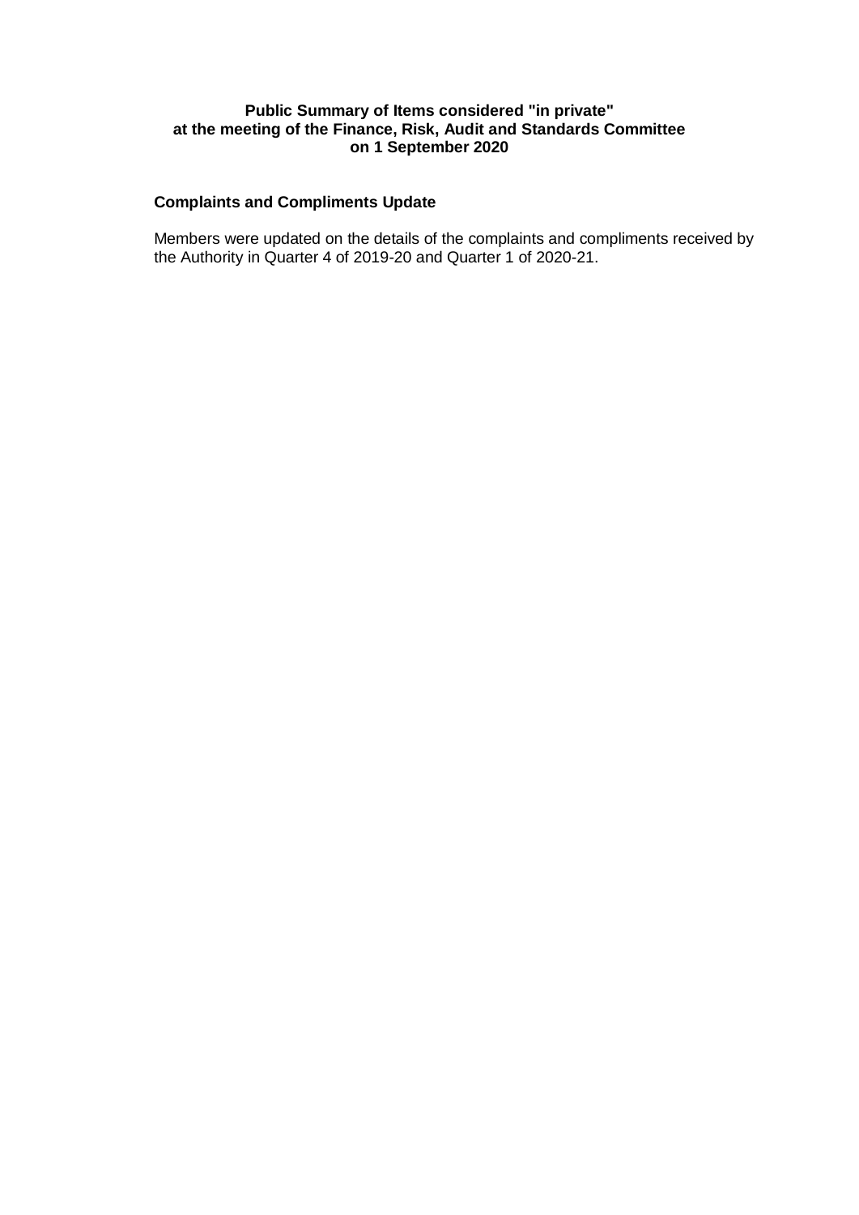**Public Summary of Items considered "in private" at the meeting of the Finance, Risk, Audit and Standards Committee on 1 September 2020**

**Complaints and Compliments Update**

Members were updated on the details of the complaints and compliments received by the Authority in Quarter 4 of 2019-20 and Quarter 1 of 2020-21.